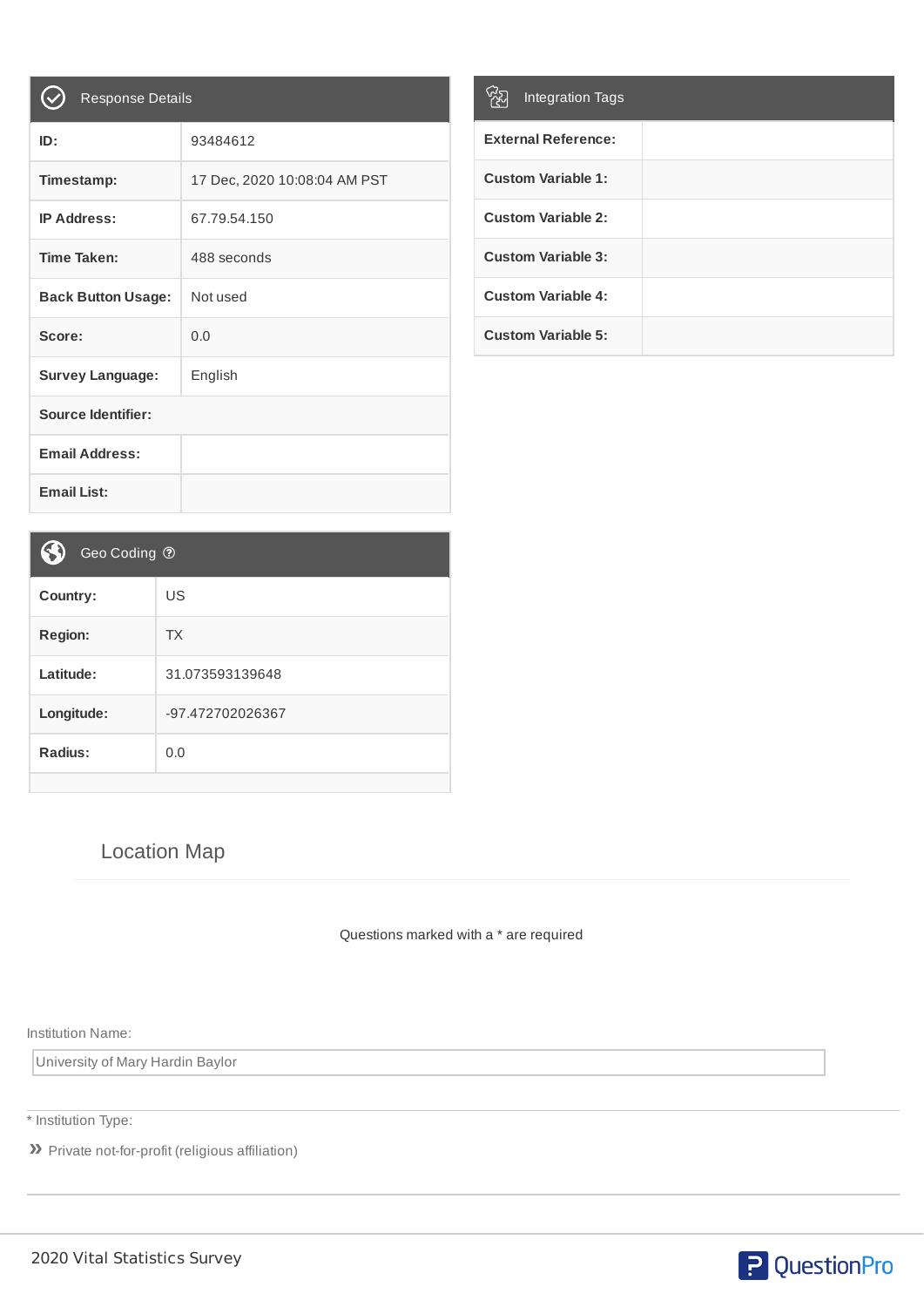## Response Details

| ID: | 93484612 |
|---|---|
| Timestamp: | 17 Dec, 2020 10:08:04 AM PST |
| IP Address: | 67.79.54.150 |
| Time Taken: | 488 seconds |
| Back Button Usage: | Not used |
| Score: | 0.0 |
| Survey Language: | English |
| Source Identifier: | |
| Email Address: | |
| Email List: | |

## Integration Tags

| External Reference: | |
|---|---|
| Custom Variable 1: | |
| Custom Variable 2: | |
| Custom Variable 3: | |
| Custom Variable 4: | |
| Custom Variable 5: | |

## Geo Coding

| Country: | US |
|---|---|
| Region: | TX |
| Latitude: | 31.073593139648 |
| Longitude: | -97.472702026367 |
| Radius: | 0.0 |

## Location Map

Questions marked with a * are required

Institution Name:

University of Mary Hardin Baylor

* Institution Type:

» Private not-for-profit (religious affiliation)

2020 Vital Statistics Survey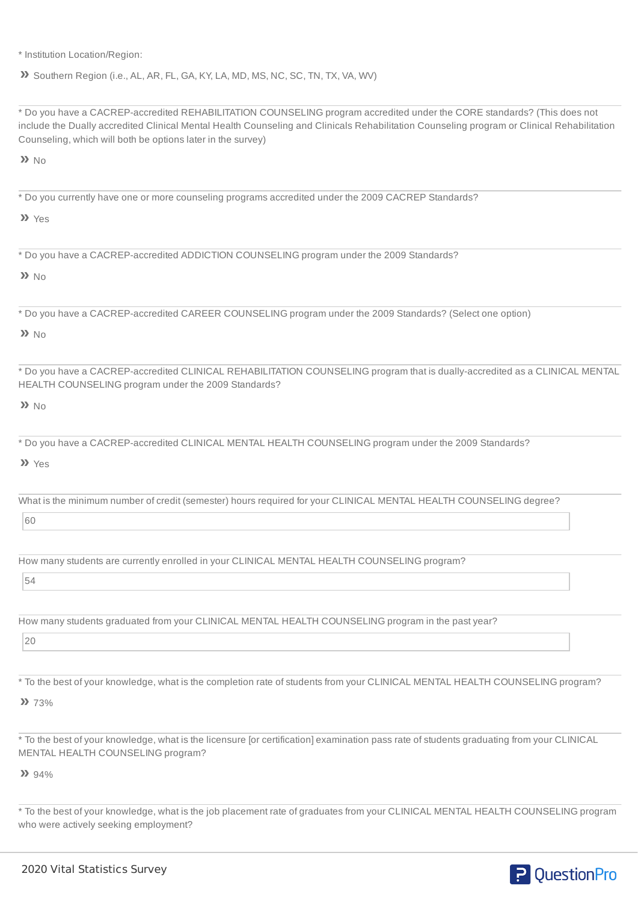* Institution Location/Region:

» Southern Region (i.e., AL, AR, FL, GA, KY, LA, MD, MS, NC, SC, TN, TX, VA, WV)

---

* Do you have a CACREP-accredited REHABILITATION COUNSELING program accredited under the CORE standards? (This does not include the Dually accredited Clinical Mental Health Counseling and Clinicals Rehabilitation Counseling program or Clinical Rehabilitation Counseling, which will both be options later in the survey)

» No

---

* Do you currently have one or more counseling programs accredited under the 2009 CACREP Standards?

» Yes

---

* Do you have a CACREP-accredited ADDICTION COUNSELING program under the 2009 Standards?

» No

---

* Do you have a CACREP-accredited CAREER COUNSELING program under the 2009 Standards? (Select one option)

» No

---

* Do you have a CACREP-accredited CLINICAL REHABILITATION COUNSELING program that is dually-accredited as a CLINICAL MENTAL HEALTH COUNSELING program under the 2009 Standards?

» No

---

* Do you have a CACREP-accredited CLINICAL MENTAL HEALTH COUNSELING program under the 2009 Standards?

» Yes

---

What is the minimum number of credit (semester) hours required for your CLINICAL MENTAL HEALTH COUNSELING degree?

60

---

How many students are currently enrolled in your CLINICAL MENTAL HEALTH COUNSELING program?

54

---

How many students graduated from your CLINICAL MENTAL HEALTH COUNSELING program in the past year?

20

---

* To the best of your knowledge, what is the completion rate of students from your CLINICAL MENTAL HEALTH COUNSELING program?

» 73%

---

* To the best of your knowledge, what is the licensure [or certification] examination pass rate of students graduating from your CLINICAL MENTAL HEALTH COUNSELING program?

» 94%

---

* To the best of your knowledge, what is the job placement rate of graduates from your CLINICAL MENTAL HEALTH COUNSELING program who were actively seeking employment?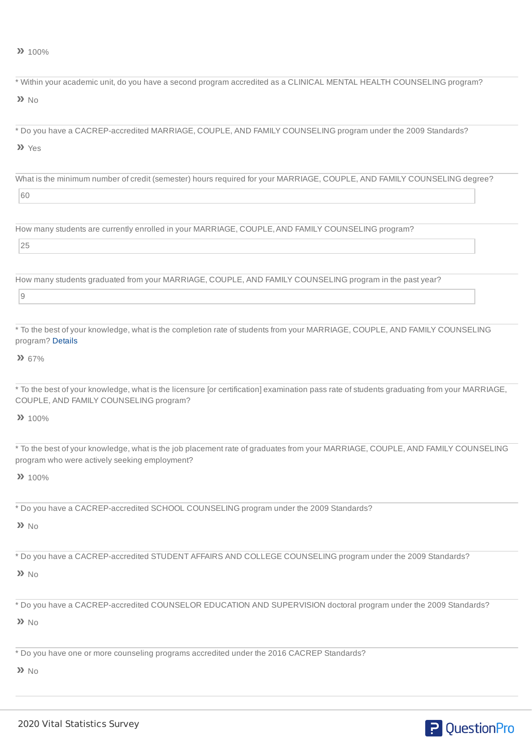» 100%

* Within your academic unit, do you have a second program accredited as a CLINICAL MENTAL HEALTH COUNSELING program?

» No

* Do you have a CACREP-accredited MARRIAGE, COUPLE, AND FAMILY COUNSELING program under the 2009 Standards?

» Yes

What is the minimum number of credit (semester) hours required for your MARRIAGE, COUPLE, AND FAMILY COUNSELING degree?

60

How many students are currently enrolled in your MARRIAGE, COUPLE, AND FAMILY COUNSELING program?

25

How many students graduated from your MARRIAGE, COUPLE, AND FAMILY COUNSELING program in the past year?

9

* To the best of your knowledge, what is the completion rate of students from your MARRIAGE, COUPLE, AND FAMILY COUNSELING program? Details

» 67%

* To the best of your knowledge, what is the licensure [or certification] examination pass rate of students graduating from your MARRIAGE, COUPLE, AND FAMILY COUNSELING program?

» 100%

* To the best of your knowledge, what is the job placement rate of graduates from your MARRIAGE, COUPLE, AND FAMILY COUNSELING program who were actively seeking employment?

» 100%

* Do you have a CACREP-accredited SCHOOL COUNSELING program under the 2009 Standards?

» No

* Do you have a CACREP-accredited STUDENT AFFAIRS AND COLLEGE COUNSELING program under the 2009 Standards?

» No

* Do you have a CACREP-accredited COUNSELOR EDUCATION AND SUPERVISION doctoral program under the 2009 Standards?

» No

* Do you have one or more counseling programs accredited under the 2016 CACREP Standards?

» No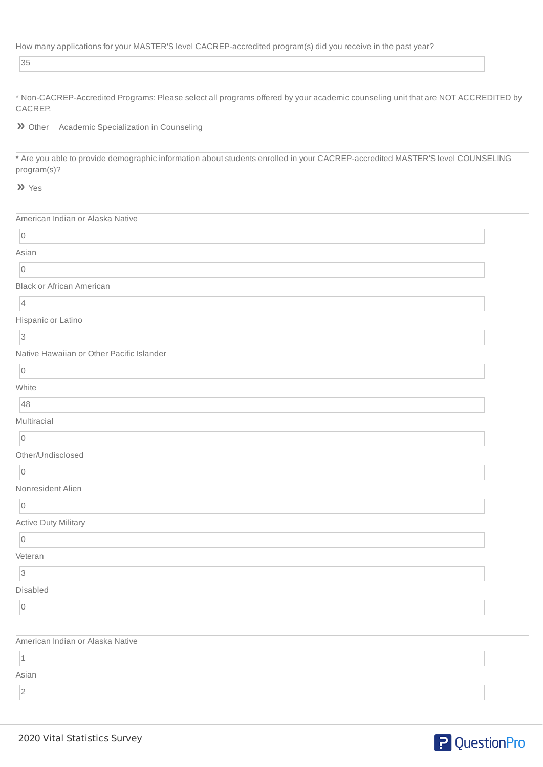How many applications for your MASTER'S level CACREP-accredited program(s) did you receive in the past year?

35

* Non-CACREP-Accredited Programs: Please select all programs offered by your academic counseling unit that are NOT ACCREDITED by CACREP.

» Other Academic Specialization in Counseling

* Are you able to provide demographic information about students enrolled in your CACREP-accredited MASTER'S level COUNSELING program(s)?

» Yes

American Indian or Alaska Native

0

Asian

0

Black or African American

4

Hispanic or Latino

3

Native Hawaiian or Other Pacific Islander

0

White

48

Multiracial

0

Other/Undisclosed

0

Nonresident Alien

0

Active Duty Military

0

Veteran

3

Disabled

0

American Indian or Alaska Native

1

Asian

2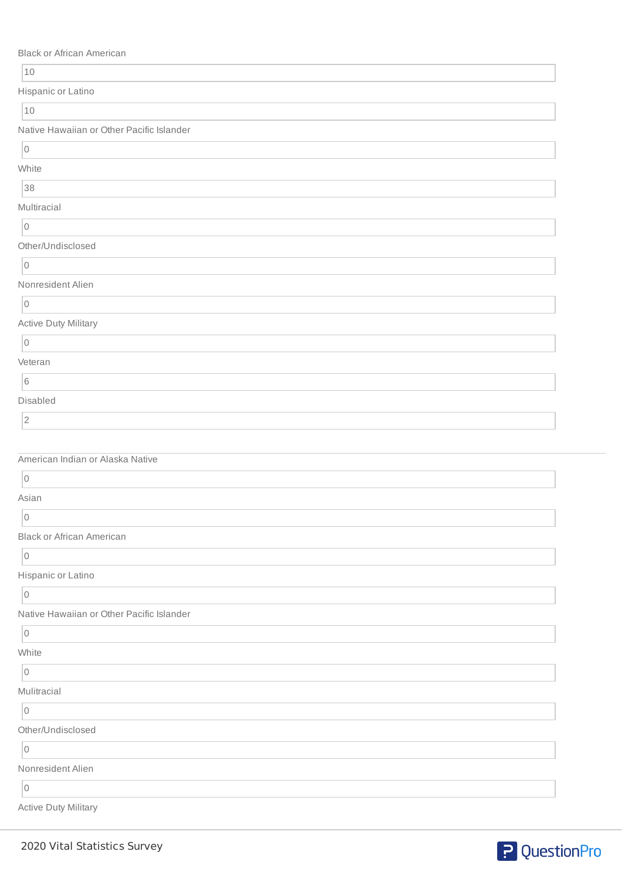Black or African American

10

Hispanic or Latino

10

Native Hawaiian or Other Pacific Islander

0

White

38

Multiracial

0

Other/Undisclosed

0

Nonresident Alien

0

Active Duty Military

0

Veteran

6

Disabled

2

---

American Indian or Alaska Native

0

Asian

0

Black or African American

0

Hispanic or Latino

0

Native Hawaiian or Other Pacific Islander

0

White

0

Mulitracial

0

Other/Undisclosed

0

Nonresident Alien

0

Active Duty Military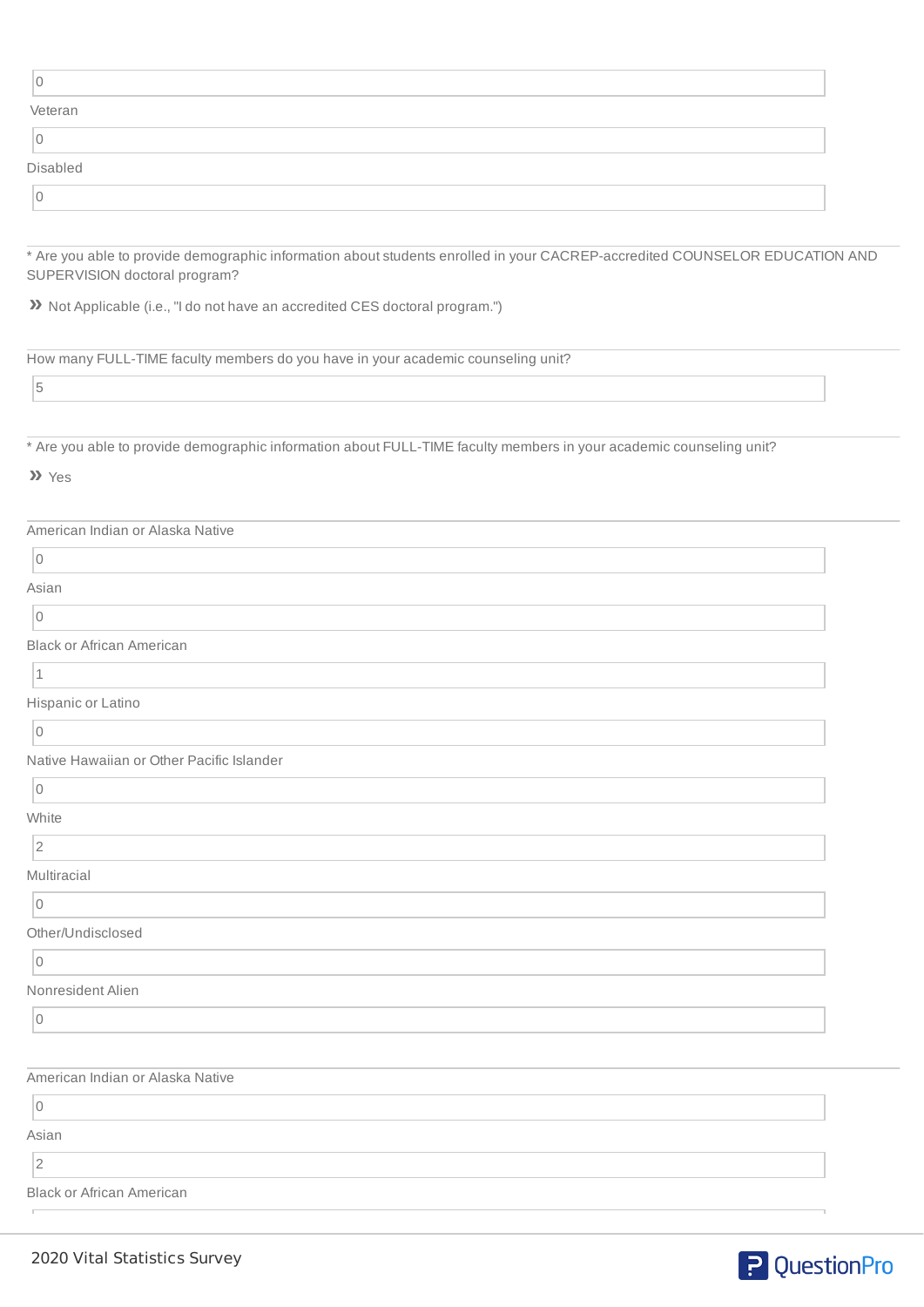0

Veteran

0

Disabled

0

---

* Are you able to provide demographic information about students enrolled in your CACREP-accredited COUNSELOR EDUCATION AND SUPERVISION doctoral program?

» Not Applicable (i.e., "I do not have an accredited CES doctoral program.")

---

How many FULL-TIME faculty members do you have in your academic counseling unit?

5

---

* Are you able to provide demographic information about FULL-TIME faculty members in your academic counseling unit?

» Yes

---

American Indian or Alaska Native

0

Asian

0

Black or African American

1

Hispanic or Latino

0

Native Hawaiian or Other Pacific Islander

0

White

2

Multiracial

0

Other/Undisclosed

0

Nonresident Alien

0

---

American Indian or Alaska Native

0

Asian

2

Black or African American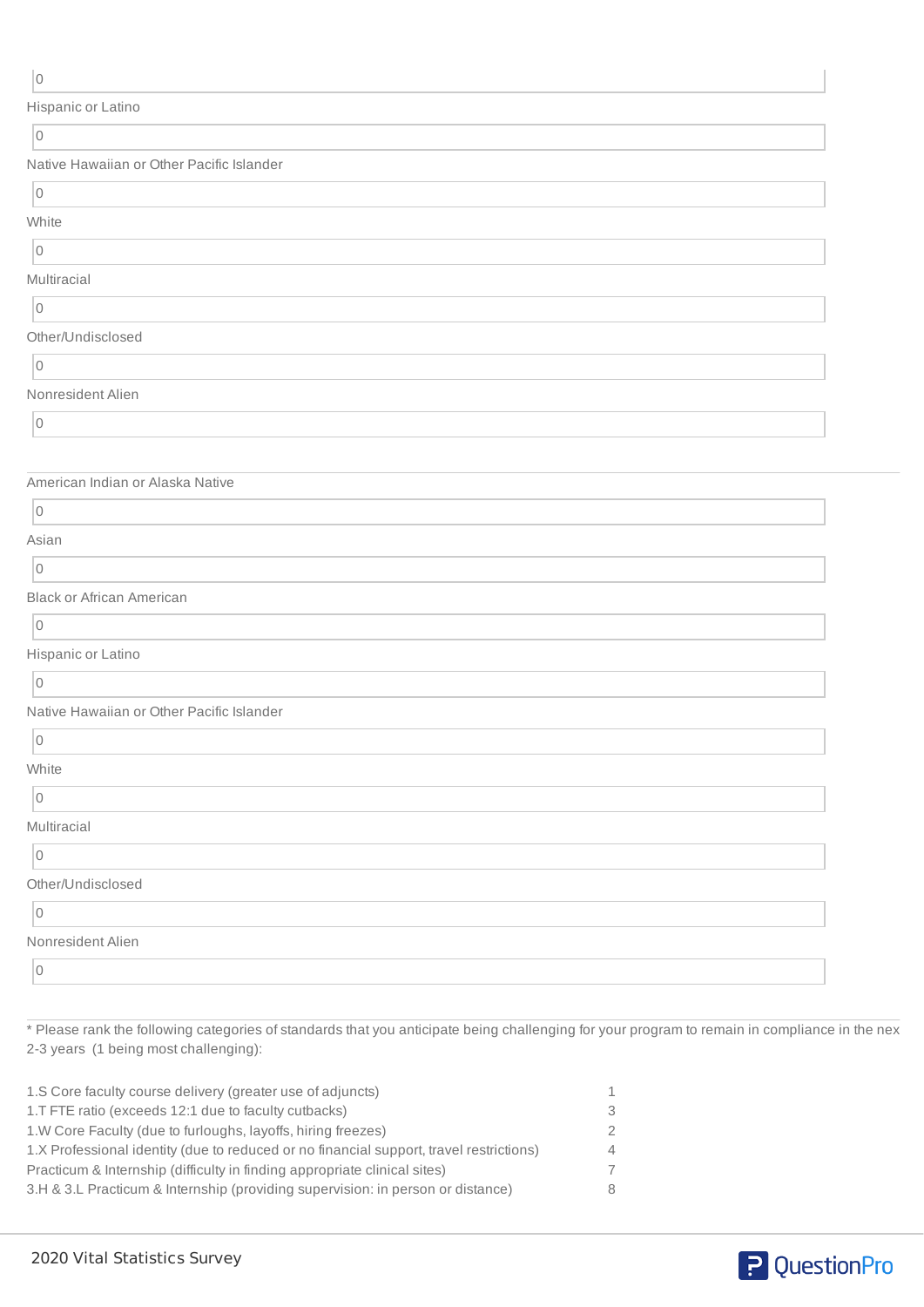0

Hispanic or Latino

0

Native Hawaiian or Other Pacific Islander

0

White

0

Multiracial

0

Other/Undisclosed

0

Nonresident Alien

0

---

American Indian or Alaska Native

0

Asian

0

Black or African American

0

Hispanic or Latino

0

Native Hawaiian or Other Pacific Islander

0

White

0

Multiracial

0

Other/Undisclosed

0

Nonresident Alien

0

---

* Please rank the following categories of standards that you anticipate being challenging for your program to remain in compliance in the nex 2-3 years (1 being most challenging):

| | |
|---|---|
| 1.S Core faculty course delivery (greater use of adjuncts) | 1 |
| 1.T FTE ratio (exceeds 12:1 due to faculty cutbacks) | 3 |
| 1.W Core Faculty (due to furloughs, layoffs, hiring freezes) | 2 |
| 1.X Professional identity (due to reduced or no financial support, travel restrictions) | 4 |
| Practicum & Internship (difficulty in finding appropriate clinical sites) | 7 |
| 3.H & 3.L Practicum & Internship (providing supervision: in person or distance) | 8 |

2020 Vital Statistics Survey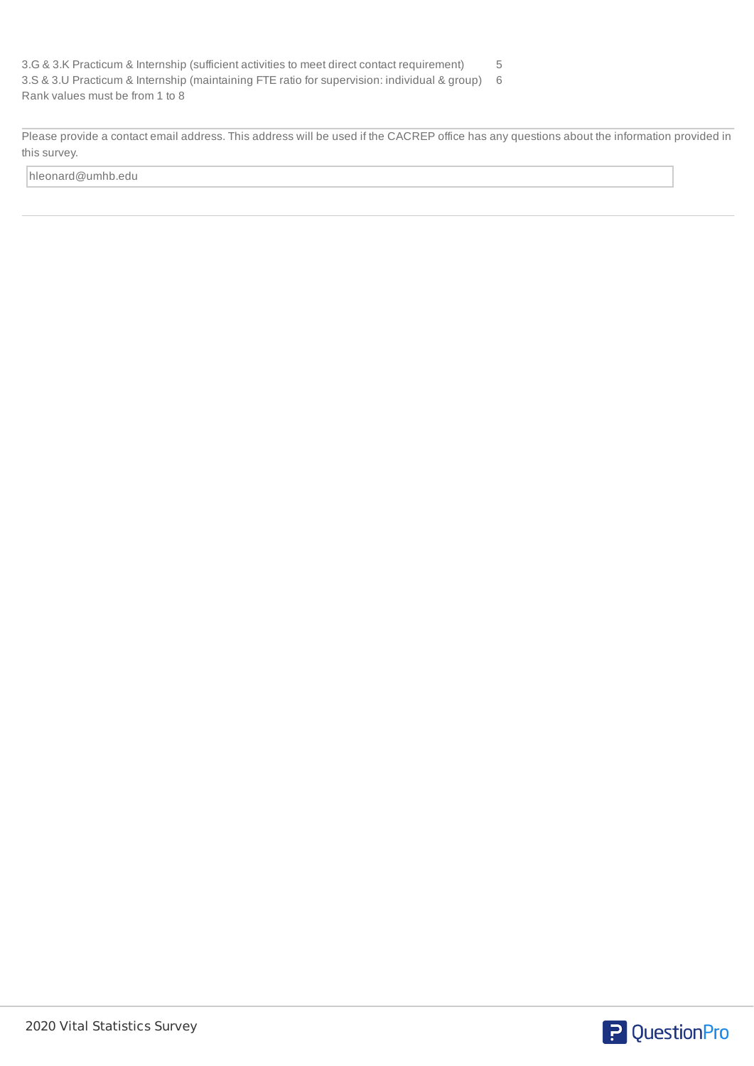| | |
|---|---|
| 3.G & 3.K Practicum & Internship (sufficient activities to meet direct contact requirement) | 5 |
| 3.S & 3.U Practicum & Internship (maintaining FTE ratio for supervision: individual & group) | 6 |

Rank values must be from 1 to 8

Please provide a contact email address. This address will be used if the CACREP office has any questions about the information provided in this survey.

hleonard@umhb.edu